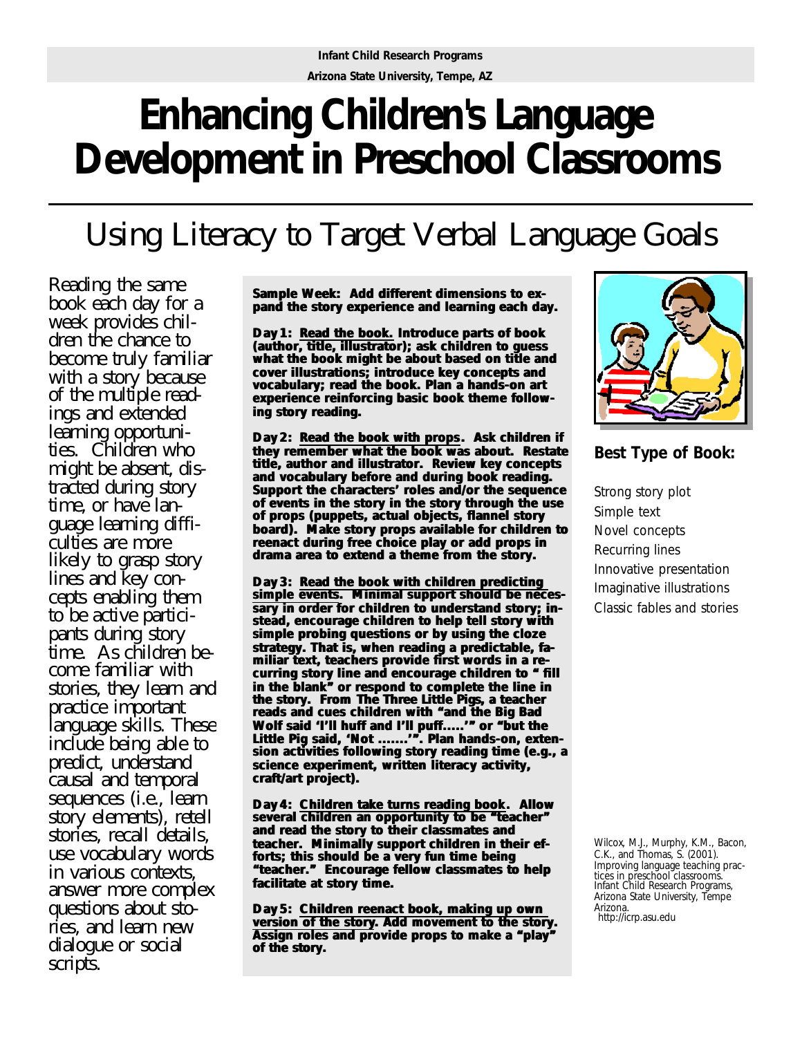Infant Child Research Programs

Arizona State University, Tempe, AZ

# Enhancing Children's Language Development in Preschool Classrooms

## Using Literacy to Target Verbal Language Goals

Reading the same book each day for a week provides children the chance to become truly familiar with a story because of the multiple readings and extended learning opportunities. Children who might be absent, distracted during story time, or have language learning difficulties are more likely to grasp story lines and key concepts enabling them to be active participants during story time. As children become familiar with stories, they learn and practice important language skills. These include being able to predict, understand causal and temporal sequences (i.e., learn story elements), retell stories, recall details, use vocabulary words in various contexts, answer more complex questions about stories, and learn new dialogue or social scripts.

**Sample Week: Add different dimensions to expand the story experience and learning each day.**

**Day 1: Read the book. Introduce parts of book (author, title, illustrator); ask children to guess what the book might be about based on title and cover illustrations; introduce key concepts and vocabulary; read the book. Plan a hands-on art experience reinforcing basic book theme following story reading.**

**Day 2: Read the book with props. Ask children if they remember what the book was about. Restate title, author and illustrator. Review key concepts and vocabulary before and during book reading. Support the characters' roles and/or the sequence of events in the story in the story through the use of props (puppets, actual objects, flannel story board). Make story props available for children to reenact during free choice play or add props in drama area to extend a theme from the story.**

**Day 3: Read the book with children predicting simple events. Minimal support should be necessary in order for children to understand story; instead, encourage children to help tell story with simple probing questions or by using the cloze strategy. That is, when reading a predictable, familiar text, teachers provide first words in a recurring story line and encourage children to " fill in the blank" or respond to complete the line in the story. From The Three Little Pigs, a teacher reads and cues children with "and the Big Bad Wolf said 'I'll huff and I'll puff.....'" or "but the Little Pig said, 'Not .......'". Plan hands-on, extension activities following story reading time (e.g., a science experiment, written literacy activity, craft/art project).**

**Day 4: Children take turns reading book. Allow several children an opportunity to be "teacher" and read the story to their classmates and teacher. Minimally support children in their efforts; this should be a very fun time being "teacher." Encourage fellow classmates to help facilitate at story time.**

**Day 5: Children reenact book, making up own version of the story. Add movement to the story. Assign roles and provide props to make a "play" of the story.**

**Best Type of Book:**

Strong story plot
Simple text
Novel concepts
Recurring lines
Innovative presentation
Imaginative illustrations
Classic fables and stories

Wilcox, M.J., Murphy, K.M., Bacon, C.K., and Thomas, S. (2001). Improving language teaching practices in preschool classrooms. Infant Child Research Programs, Arizona State University, Tempe Arizona.
http://icrp.asu.edu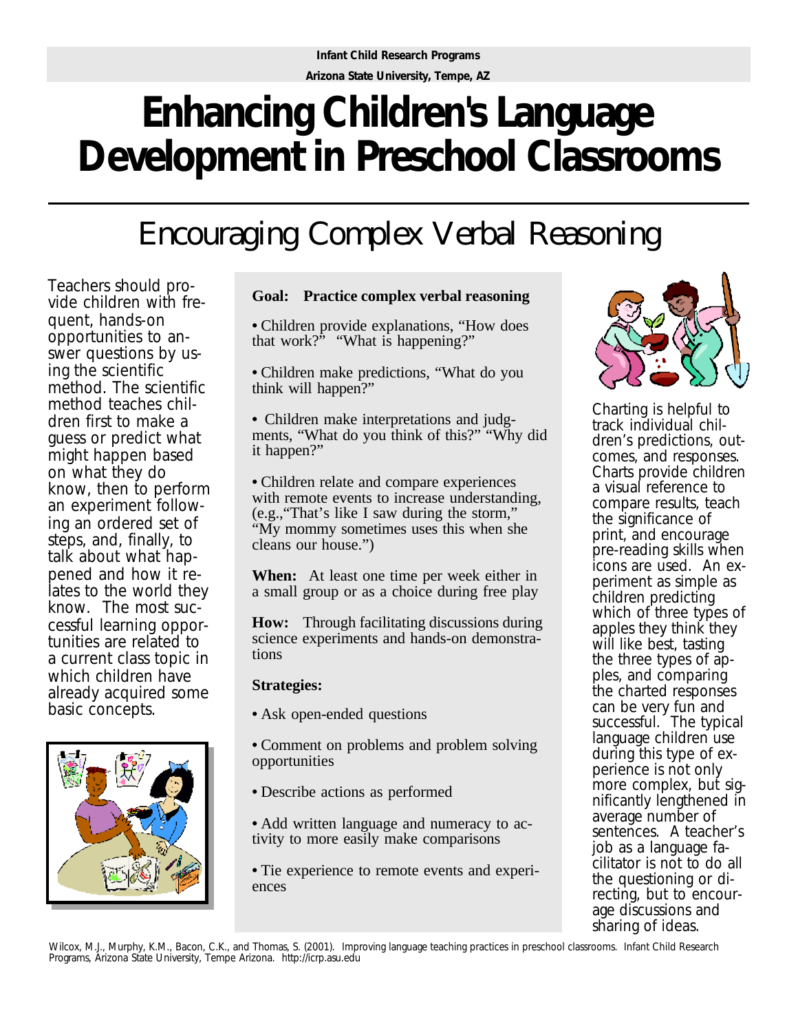Infant Child Research Programs

Arizona State University, Tempe, AZ

# Enhancing Children's Language Development in Preschool Classrooms

## Encouraging Complex Verbal Reasoning

Teachers should provide children with frequent, hands-on opportunities to answer questions by using the scientific method. The scientific method teaches children first to make a guess or predict what might happen based on what they do know, then to perform an experiment following an ordered set of steps, and, finally, to talk about what happened and how it relates to the world they know. The most successful learning opportunities are related to a current class topic in which children have already acquired some basic concepts.

**Goal: Practice complex verbal reasoning**

- Children provide explanations, "How does that work?" "What is happening?"
- Children make predictions, "What do you think will happen?"
- Children make interpretations and judgments, "What do you think of this?" "Why did it happen?"
- Children relate and compare experiences with remote events to increase understanding, (e.g.,"That's like I saw during the storm," "My mommy sometimes uses this when she cleans our house.")

**When:** At least one time per week either in a small group or as a choice during free play

**How:** Through facilitating discussions during science experiments and hands-on demonstrations

**Strategies:**

- Ask open-ended questions
- Comment on problems and problem solving opportunities
- Describe actions as performed
- Add written language and numeracy to activity to more easily make comparisons
- Tie experience to remote events and experiences

Charting is helpful to track individual children's predictions, outcomes, and responses. Charts provide children a visual reference to compare results, teach the significance of print, and encourage pre-reading skills when icons are used. An experiment as simple as children predicting which of three types of apples they think they will like best, tasting the three types of apples, and comparing the charted responses can be very fun and successful. The typical language children use during this type of experience is not only more complex, but significantly lengthened in average number of sentences. A teacher's job as a language facilitator is not to do all the questioning or directing, but to encourage discussions and sharing of ideas.

Wilcox, M.J., Murphy, K.M., Bacon, C.K., and Thomas, S. (2001). Improving language teaching practices in preschool classrooms. Infant Child Research Programs, Arizona State University, Tempe Arizona. http://icrp.asu.edu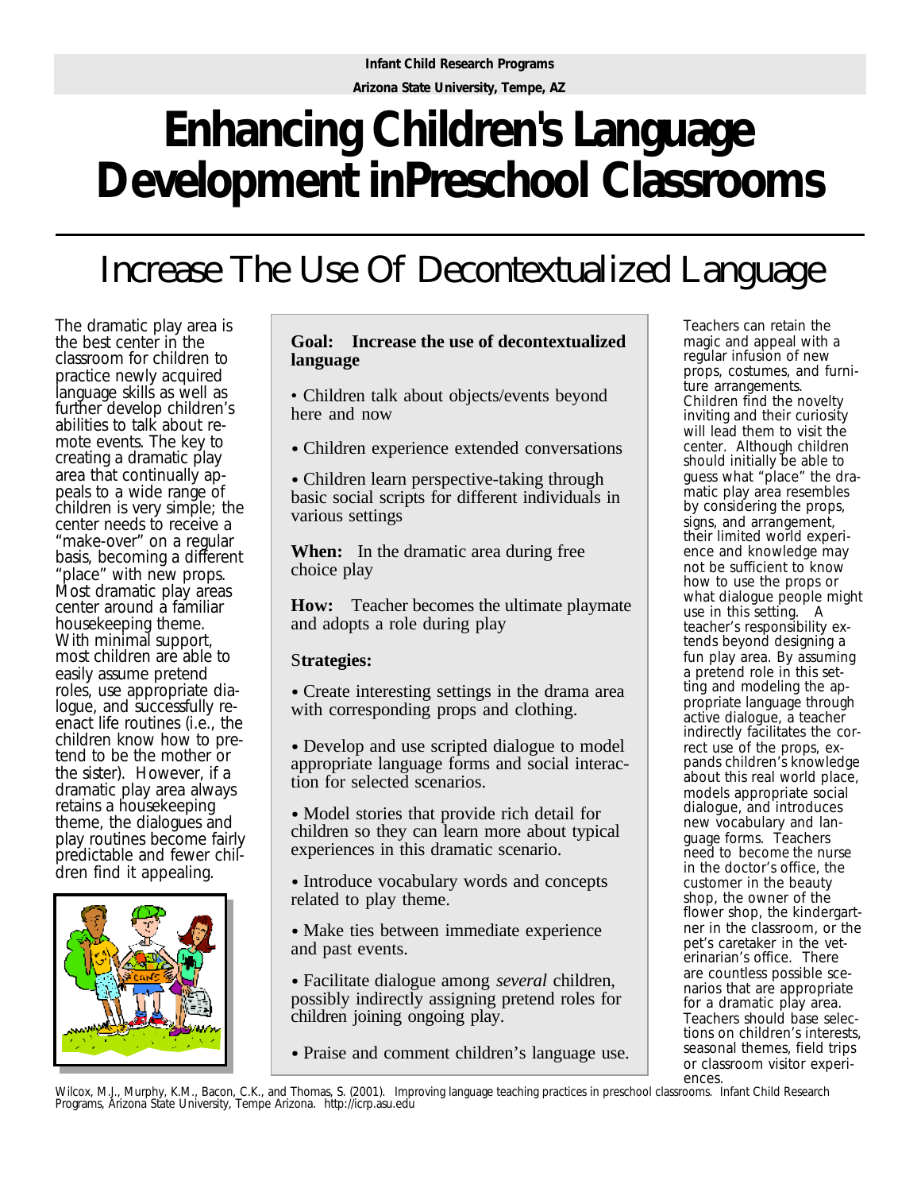# Enhancing Children's Language Development in Preschool Classrooms

## Increase The Use Of Decontextualized Language

The dramatic play area is the best center in the classroom for children to practice newly acquired language skills as well as further develop children's abilities to talk about remote events. The key to creating a dramatic play area that continually appeals to a wide range of children is very simple; the center needs to receive a "make-over" on a regular basis, becoming a different "place" with new props. Most dramatic play areas center around a familiar housekeeping theme. With minimal support, most children are able to easily assume pretend roles, use appropriate dialogue, and successfully re-enact life routines (i.e., the children know how to pretend to be the mother or the sister). However, if a dramatic play area always retains a housekeeping theme, the dialogues and play routines become fairly predictable and fewer children find it appealing.

**Goal: Increase the use of decontextualized language**

- Children talk about objects/events beyond here and now
- Children experience extended conversations
- Children learn perspective-taking through basic social scripts for different individuals in various settings

**When:** In the dramatic area during free choice play

**How:** Teacher becomes the ultimate playmate and adopts a role during play

**Strategies:**

- Create interesting settings in the drama area with corresponding props and clothing.
- Develop and use scripted dialogue to model appropriate language forms and social interaction for selected scenarios.
- Model stories that provide rich detail for children so they can learn more about typical experiences in this dramatic scenario.
- Introduce vocabulary words and concepts related to play theme.
- Make ties between immediate experience and past events.
- Facilitate dialogue among *several* children, possibly indirectly assigning pretend roles for children joining ongoing play.
- Praise and comment children's language use.

Teachers can retain the magic and appeal with a regular infusion of new props, costumes, and furniture arrangements. Children find the novelty inviting and their curiosity will lead them to visit the center. Although children should initially be able to guess what "place" the dramatic play area resembles by considering the props, signs, and arrangement, their limited world experience and knowledge may not be sufficient to know how to use the props or what dialogue people might use in this setting. A teacher's responsibility extends beyond designing a fun play area. By assuming a pretend role in this setting and modeling the appropriate language through active dialogue, a teacher indirectly facilitates the correct use of the props, expands children's knowledge about this real world place, models appropriate social dialogue, and introduces new vocabulary and language forms. Teachers need to become the nurse in the doctor's office, the customer in the beauty shop, the owner of the flower shop, the kindergartner in the classroom, or the pet's caretaker in the veterinarian's office. There are countless possible scenarios that are appropriate for a dramatic play area. Teachers should base selections on children's interests, seasonal themes, field trips or classroom visitor experiences.

Wilcox, M.J., Murphy, K.M., Bacon, C.K., and Thomas, S. (2001). Improving language teaching practices in preschool classrooms. Infant Child Research Programs, Arizona State University, Tempe Arizona. http://icrp.asu.edu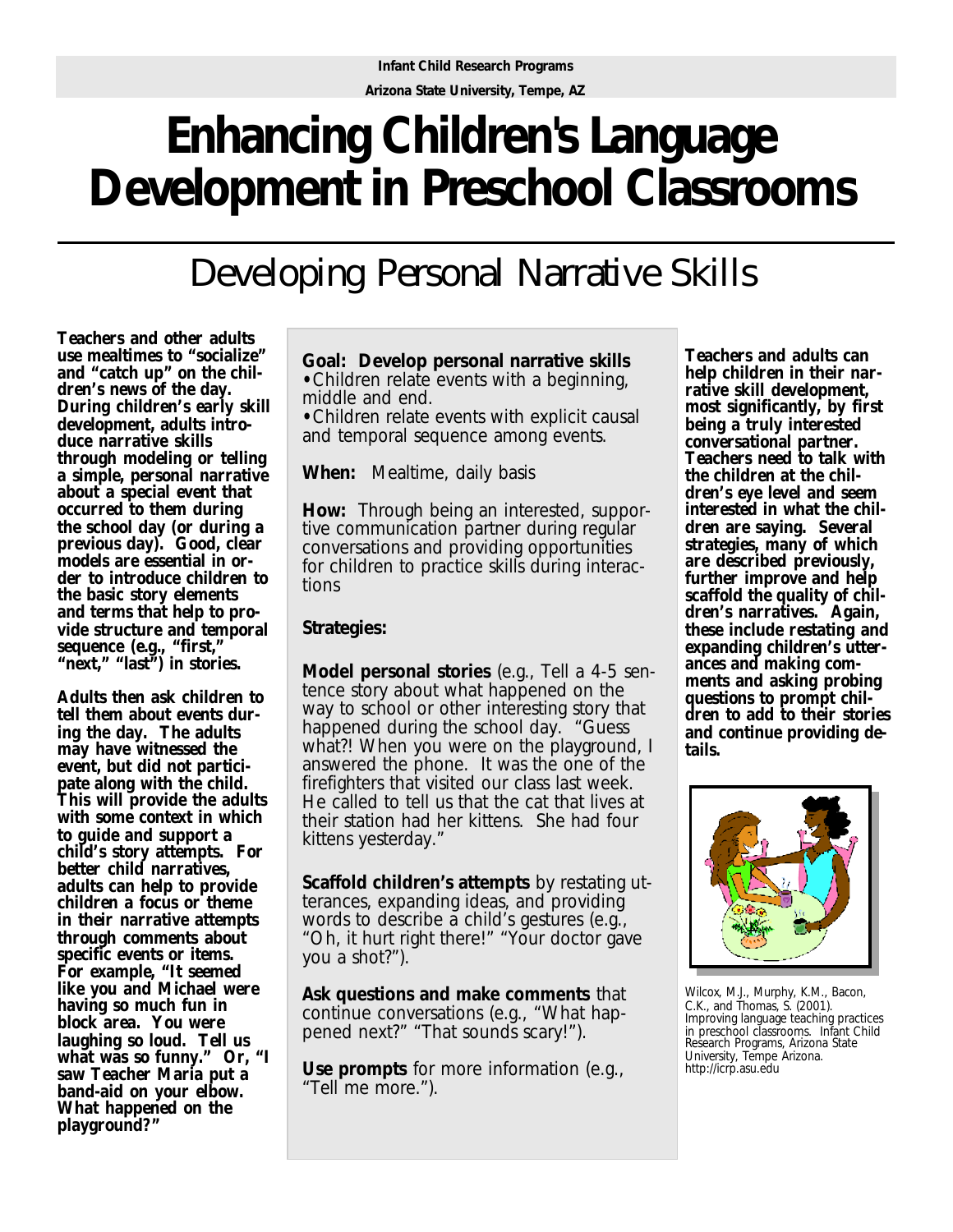Infant Child Research Programs

Arizona State University, Tempe, AZ

# Enhancing Children's Language Development in Preschool Classrooms

## Developing Personal Narrative Skills

**Teachers and other adults use mealtimes to "socialize" and "catch up" on the children's news of the day. During children's early skill development, adults introduce narrative skills through modeling or telling a simple, personal narrative about a special event that occurred to them during the school day (or during a previous day). Good, clear models are essential in order to introduce children to the basic story elements and terms that help to provide structure and temporal sequence (e.g., "first," "next," "last") in stories.**

**Adults then ask children to tell them about events during the day. The adults may have witnessed the event, but did not participate along with the child. This will provide the adults with some context in which to guide and support a child's story attempts. For better child narratives, adults can help to provide children a focus or theme in their narrative attempts through comments about specific events or items. For example, "It seemed like you and Michael were having so much fun in block area. You were laughing so loud. Tell us what was so funny." Or, "I saw Teacher Maria put a band-aid on your elbow. What happened on the playground?"**

**Goal: Develop personal narrative skills**

- Children relate events with a beginning, middle and end.
- Children relate events with explicit causal and temporal sequence among events.

**When:** Mealtime, daily basis

**How:** Through being an interested, supportive communication partner during regular conversations and providing opportunities for children to practice skills during interactions

**Strategies:**

**Model personal stories** (e.g., Tell a 4-5 sentence story about what happened on the way to school or other interesting story that happened during the school day. "Guess what?! When you were on the playground, I answered the phone. It was the one of the firefighters that visited our class last week. He called to tell us that the cat that lives at their station had her kittens. She had four kittens yesterday."

**Scaffold children's attempts** by restating utterances, expanding ideas, and providing words to describe a child's gestures (e.g., "Oh, it hurt right there!" "Your doctor gave you a shot?").

**Ask questions and make comments** that continue conversations (e.g., "What happened next?" "That sounds scary!").

**Use prompts** for more information (e.g., "Tell me more.").

**Teachers and adults can help children in their narrative skill development, most significantly, by first being a truly interested conversational partner. Teachers need to talk with the children at the children's eye level and seem interested in what the children are saying. Several strategies, many of which are described previously, further improve and help scaffold the quality of children's narratives. Again, these include restating and expanding children's utterances and making comments and asking probing questions to prompt children to add to their stories and continue providing details.**

Wilcox, M.J., Murphy, K.M., Bacon, C.K., and Thomas, S. (2001). Improving language teaching practices in preschool classrooms. Infant Child Research Programs, Arizona State University, Tempe Arizona. http://icrp.asu.edu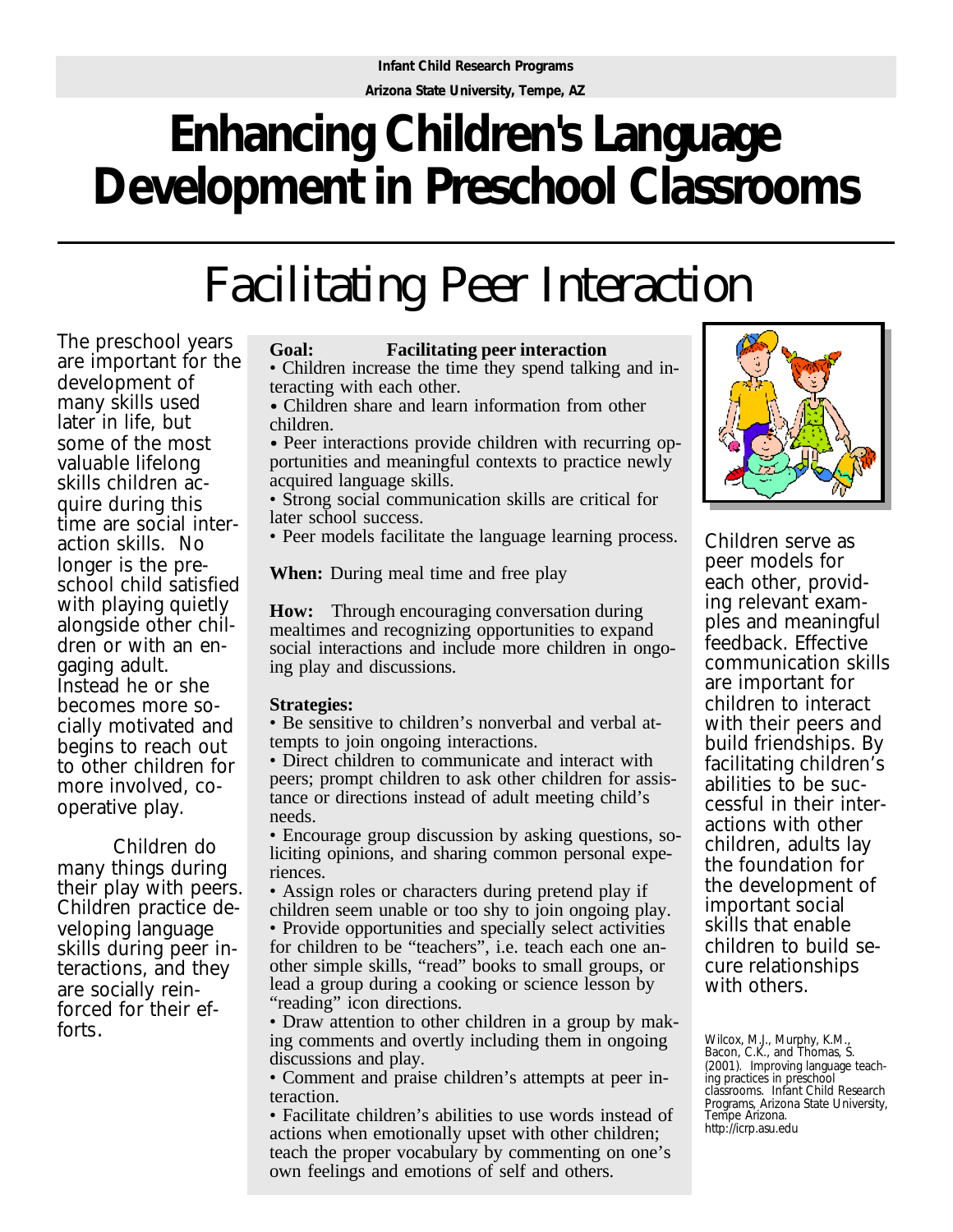Infant Child Research Programs

Arizona State University, Tempe, AZ

# Enhancing Children's Language Development in Preschool Classrooms

## Facilitating Peer Interaction

The preschool years are important for the development of many skills used later in life, but some of the most valuable lifelong skills children acquire during this time are social interaction skills. No longer is the preschool child satisfied with playing quietly alongside other children or with an engaging adult. Instead he or she becomes more socially motivated and begins to reach out to other children for more involved, cooperative play.

Children do many things during their play with peers. Children practice developing language skills during peer interactions, and they are socially reinforced for their efforts.

**Goal: Facilitating peer interaction**

- Children increase the time they spend talking and interacting with each other.
- Children share and learn information from other children.
- Peer interactions provide children with recurring opportunities and meaningful contexts to practice newly acquired language skills.
- Strong social communication skills are critical for later school success.
- Peer models facilitate the language learning process.

**When:** During meal time and free play

**How:** Through encouraging conversation during mealtimes and recognizing opportunities to expand social interactions and include more children in ongoing play and discussions.

**Strategies:**

- Be sensitive to children's nonverbal and verbal attempts to join ongoing interactions.
- Direct children to communicate and interact with peers; prompt children to ask other children for assistance or directions instead of adult meeting child's needs.
- Encourage group discussion by asking questions, soliciting opinions, and sharing common personal experiences.
- Assign roles or characters during pretend play if children seem unable or too shy to join ongoing play.
- Provide opportunities and specially select activities for children to be "teachers", i.e. teach each one another simple skills, "read" books to small groups, or lead a group during a cooking or science lesson by "reading" icon directions.
- Draw attention to other children in a group by making comments and overtly including them in ongoing discussions and play.
- Comment and praise children's attempts at peer interaction.
- Facilitate children's abilities to use words instead of actions when emotionally upset with other children; teach the proper vocabulary by commenting on one's own feelings and emotions of self and others.

Children serve as peer models for each other, providing relevant examples and meaningful feedback. Effective communication skills are important for children to interact with their peers and build friendships. By facilitating children's abilities to be successful in their interactions with other children, adults lay the foundation for the development of important social skills that enable children to build secure relationships with others.

Wilcox, M.J., Murphy, K.M., Bacon, C.K., and Thomas, S. (2001). Improving language teaching practices in preschool classrooms. Infant Child Research Programs, Arizona State University, Tempe Arizona. http://icrp.asu.edu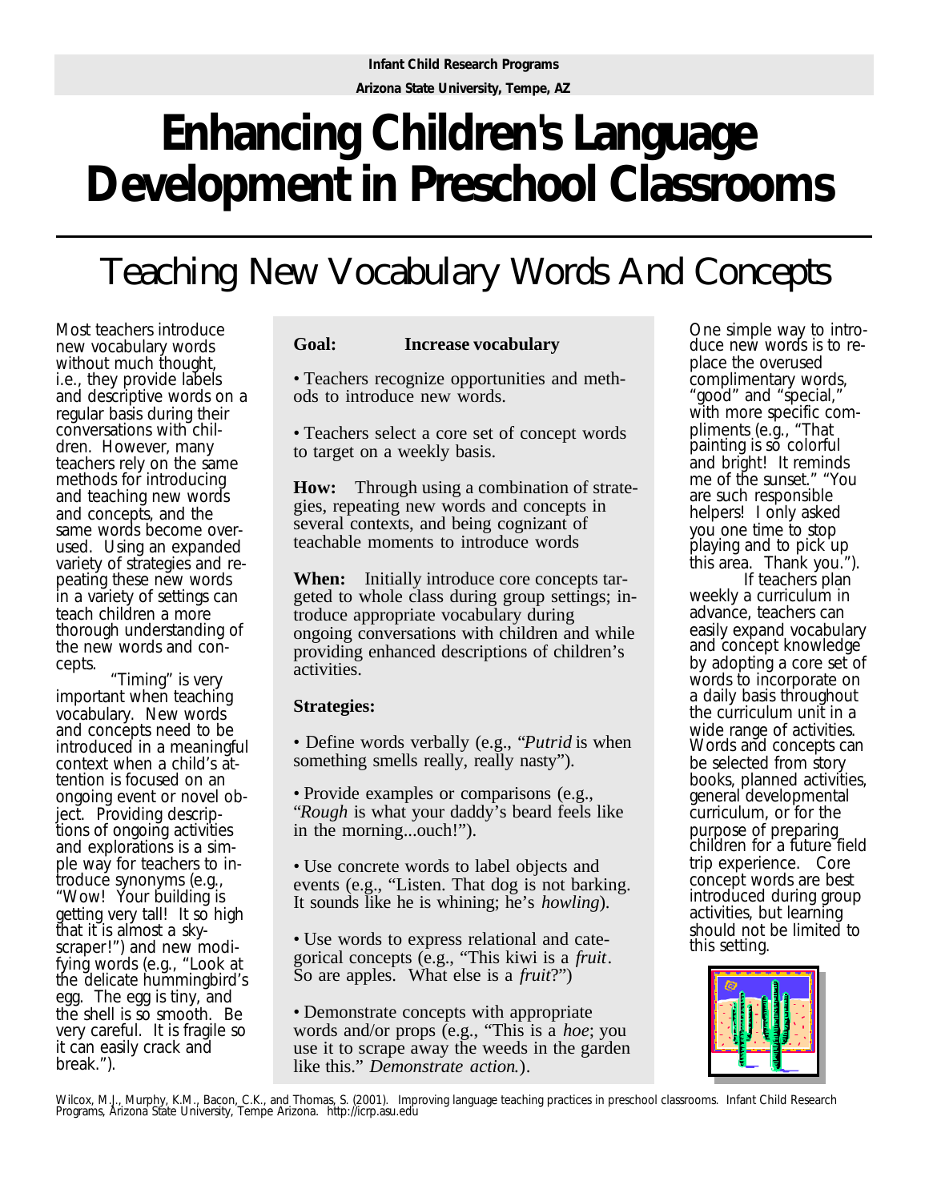Infant Child Research Programs

Arizona State University, Tempe, AZ

# Enhancing Children's Language Development in Preschool Classrooms

## Teaching New Vocabulary Words And Concepts

Most teachers introduce new vocabulary words without much thought, i.e., they provide labels and descriptive words on a regular basis during their conversations with children. However, many teachers rely on the same methods for introducing and teaching new words and concepts, and the same words become overused. Using an expanded variety of strategies and repeating these new words in a variety of settings can teach children a more thorough understanding of the new words and concepts.

"Timing" is very important when teaching vocabulary. New words and concepts need to be introduced in a meaningful context when a child's attention is focused on an ongoing event or novel object. Providing descriptions of ongoing activities and explorations is a simple way for teachers to introduce synonyms (e.g., "Wow! Your building is getting very tall! It so high that it is almost a skyscraper!") and new modifying words (e.g., "Look at the delicate hummingbird's egg. The egg is tiny, and the shell is so smooth. Be very careful. It is fragile so it can easily crack and break.").

**Goal:** **Increase vocabulary**

- Teachers recognize opportunities and methods to introduce new words.
- Teachers select a core set of concept words to target on a weekly basis.

**How:** Through using a combination of strategies, repeating new words and concepts in several contexts, and being cognizant of teachable moments to introduce words

**When:** Initially introduce core concepts targeted to whole class during group settings; introduce appropriate vocabulary during ongoing conversations with children and while providing enhanced descriptions of children's activities.

**Strategies:**

- Define words verbally (e.g., "*Putrid* is when something smells really, really nasty").
- Provide examples or comparisons (e.g., "*Rough* is what your daddy's beard feels like in the morning...ouch!").
- Use concrete words to label objects and events (e.g., "Listen. That dog is not barking. It sounds like he is whining; he's *howling*).
- Use words to express relational and categorical concepts (e.g., "This kiwi is a *fruit*. So are apples. What else is a *fruit*?")
- Demonstrate concepts with appropriate words and/or props (e.g., "This is a *hoe*; you use it to scrape away the weeds in the garden like this." *Demonstrate action.*).

One simple way to introduce new words is to replace the overused complimentary words, "good" and "special," with more specific compliments (e.g., "That painting is so colorful and bright! It reminds me of the sunset." "You are such responsible helpers! I only asked you one time to stop playing and to pick up this area. Thank you.").

If teachers plan weekly a curriculum in advance, teachers can easily expand vocabulary and concept knowledge by adopting a core set of words to incorporate on a daily basis throughout the curriculum unit in a wide range of activities. Words and concepts can be selected from story books, planned activities, general developmental curriculum, or for the purpose of preparing children for a future field trip experience. Core concept words are best introduced during group activities, but learning should not be limited to this setting.

Wilcox, M.J., Murphy, K.M., Bacon, C.K., and Thomas, S. (2001). Improving language teaching practices in preschool classrooms. Infant Child Research Programs, Arizona State University, Tempe Arizona. http://icrp.asu.edu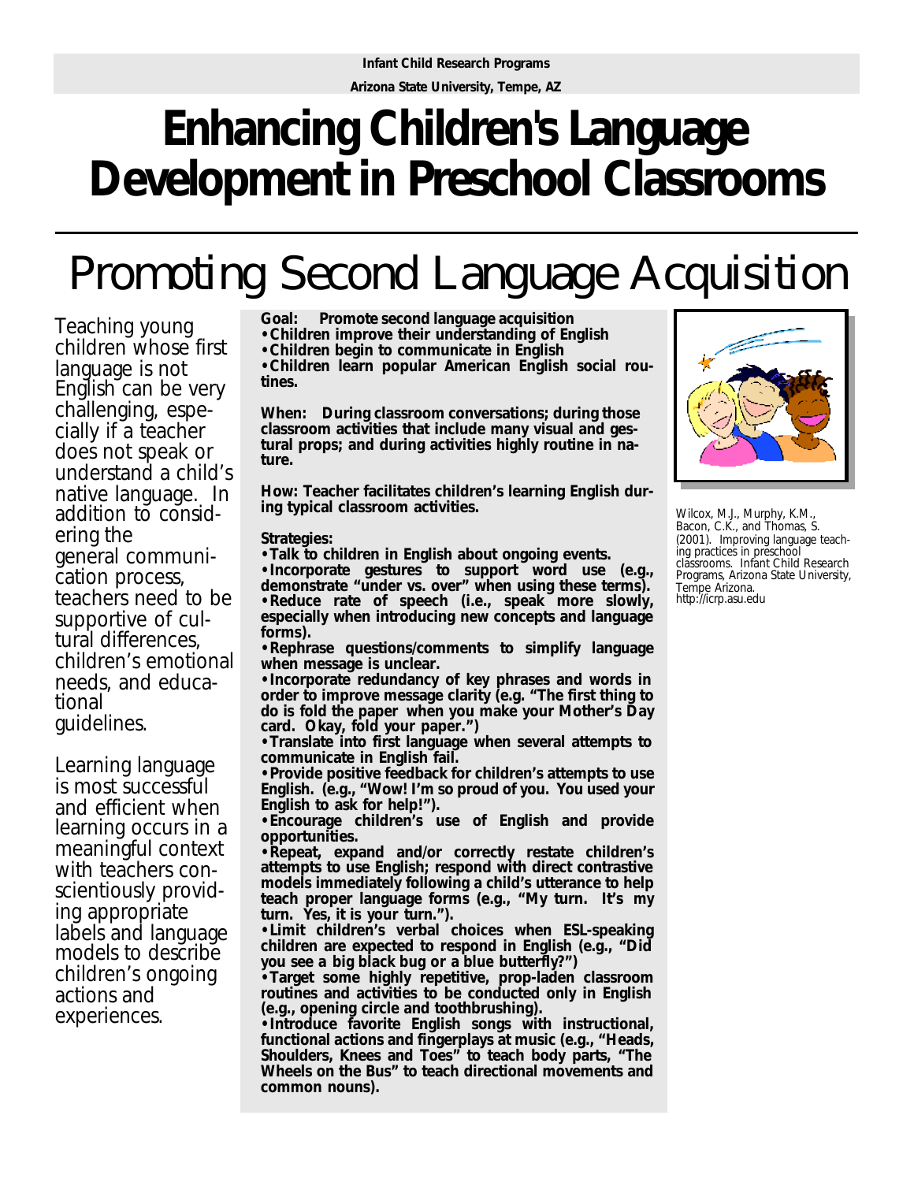Infant Child Research Programs

Arizona State University, Tempe, AZ

# Enhancing Children's Language Development in Preschool Classrooms

## Promoting Second Language Acquisition

Teaching young children whose first language is not English can be very challenging, especially if a teacher does not speak or understand a child's native language. In addition to considering the general communication process, teachers need to be supportive of cultural differences, children's emotional needs, and educational guidelines.

Learning language is most successful and efficient when learning occurs in a meaningful context with teachers conscientiously providing appropriate labels and language models to describe children's ongoing actions and experiences.

**Goal: Promote second language acquisition**

- **Children improve their understanding of English**
- **Children begin to communicate in English**
- **Children learn popular American English social routines.**

**When: During classroom conversations; during those classroom activities that include many visual and gestural props; and during activities highly routine in nature.**

**How: Teacher facilitates children's learning English during typical classroom activities.**

**Strategies:**

- **Talk to children in English about ongoing events.**
- **Incorporate gestures to support word use (e.g., demonstrate "under vs. over" when using these terms).**
- **Reduce rate of speech (i.e., speak more slowly, especially when introducing new concepts and language forms).**
- **Rephrase questions/comments to simplify language when message is unclear.**
- **Incorporate redundancy of key phrases and words in order to improve message clarity (e.g. "The first thing to do is fold the paper when you make your Mother's Day card. Okay, fold your paper.")**
- **Translate into first language when several attempts to communicate in English fail.**
- **Provide positive feedback for children's attempts to use English. (e.g., "Wow! I'm so proud of you. You used your English to ask for help!").**
- **Encourage children's use of English and provide opportunities.**
- **Repeat, expand and/or correctly restate children's attempts to use English; respond with direct contrastive models immediately following a child's utterance to help teach proper language forms (e.g., "My turn. It's my turn. Yes, it is your turn.").**
- **Limit children's verbal choices when ESL-speaking children are expected to respond in English (e.g., "Did you see a big black bug or a blue butterfly?")**
- **Target some highly repetitive, prop-laden classroom routines and activities to be conducted only in English (e.g., opening circle and toothbrushing).**
- **Introduce favorite English songs with instructional, functional actions and fingerplays at music (e.g., "Heads, Shoulders, Knees and Toes" to teach body parts, "The Wheels on the Bus" to teach directional movements and common nouns).**

Wilcox, M.J., Murphy, K.M., Bacon, C.K., and Thomas, S. (2001). Improving language teaching practices in preschool classrooms. Infant Child Research Programs, Arizona State University, Tempe Arizona. http://icrp.asu.edu